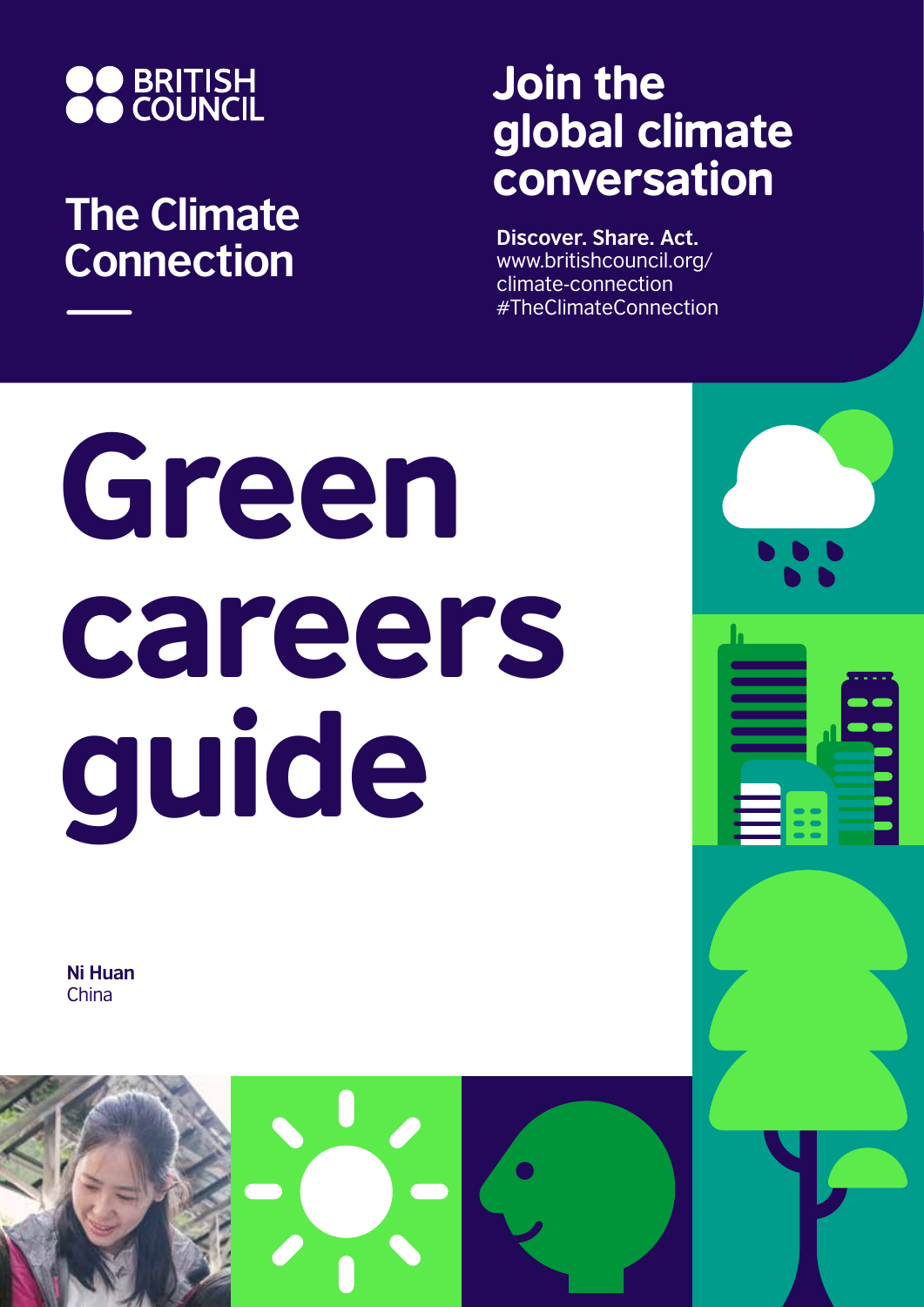BRITISH COUNCIL

## The Climate Connection

## Join the global climate conversation

**Discover. Share. Act.**
www.britishcouncil.org/climate-connection
#TheClimateConnection

# Green careers guide

**Ni Huan**
China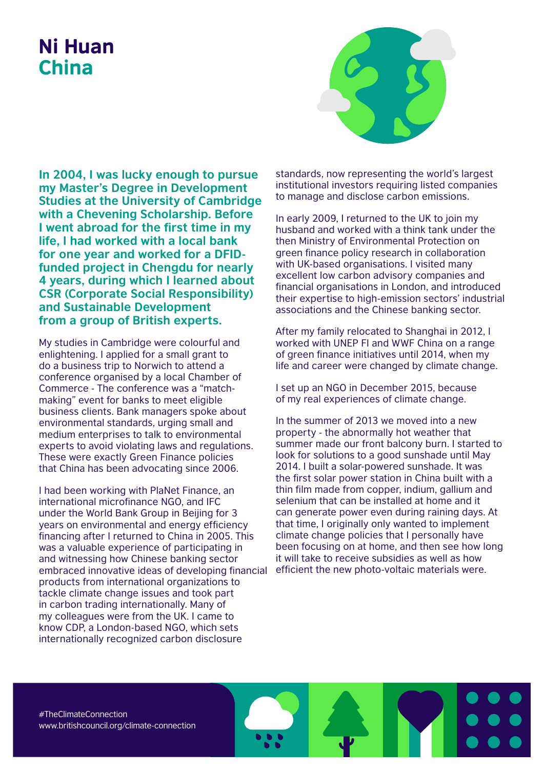# Ni Huan
## China

**In 2004, I was lucky enough to pursue my Master's Degree in Development Studies at the University of Cambridge with a Chevening Scholarship. Before I went abroad for the first time in my life, I had worked with a local bank for one year and worked for a DFID-funded project in Chengdu for nearly 4 years, during which I learned about CSR (Corporate Social Responsibility) and Sustainable Development from a group of British experts.**

My studies in Cambridge were colourful and enlightening. I applied for a small grant to do a business trip to Norwich to attend a conference organised by a local Chamber of Commerce - The conference was a "match-making" event for banks to meet eligible business clients. Bank managers spoke about environmental standards, urging small and medium enterprises to talk to environmental experts to avoid violating laws and regulations. These were exactly Green Finance policies that China has been advocating since 2006.

I had been working with PlaNet Finance, an international microfinance NGO, and IFC under the World Bank Group in Beijing for 3 years on environmental and energy efficiency financing after I returned to China in 2005. This was a valuable experience of participating in and witnessing how Chinese banking sector embraced innovative ideas of developing financial products from international organizations to tackle climate change issues and took part in carbon trading internationally. Many of my colleagues were from the UK. I came to know CDP, a London-based NGO, which sets internationally recognized carbon disclosure standards, now representing the world's largest institutional investors requiring listed companies to manage and disclose carbon emissions.

In early 2009, I returned to the UK to join my husband and worked with a think tank under the then Ministry of Environmental Protection on green finance policy research in collaboration with UK-based organisations. I visited many excellent low carbon advisory companies and financial organisations in London, and introduced their expertise to high-emission sectors' industrial associations and the Chinese banking sector.

After my family relocated to Shanghai in 2012, I worked with UNEP FI and WWF China on a range of green finance initiatives until 2014, when my life and career were changed by climate change.

I set up an NGO in December 2015, because of my real experiences of climate change.

In the summer of 2013 we moved into a new property - the abnormally hot weather that summer made our front balcony burn. I started to look for solutions to a good sunshade until May 2014. I built a solar-powered sunshade. It was the first solar power station in China built with a thin film made from copper, indium, gallium and selenium that can be installed at home and it can generate power even during raining days. At that time, I originally only wanted to implement climate change policies that I personally have been focusing on at home, and then see how long it will take to receive subsidies as well as how efficient the new photo-voltaic materials were.

#TheClimateConnection
www.britishcouncil.org/climate-connection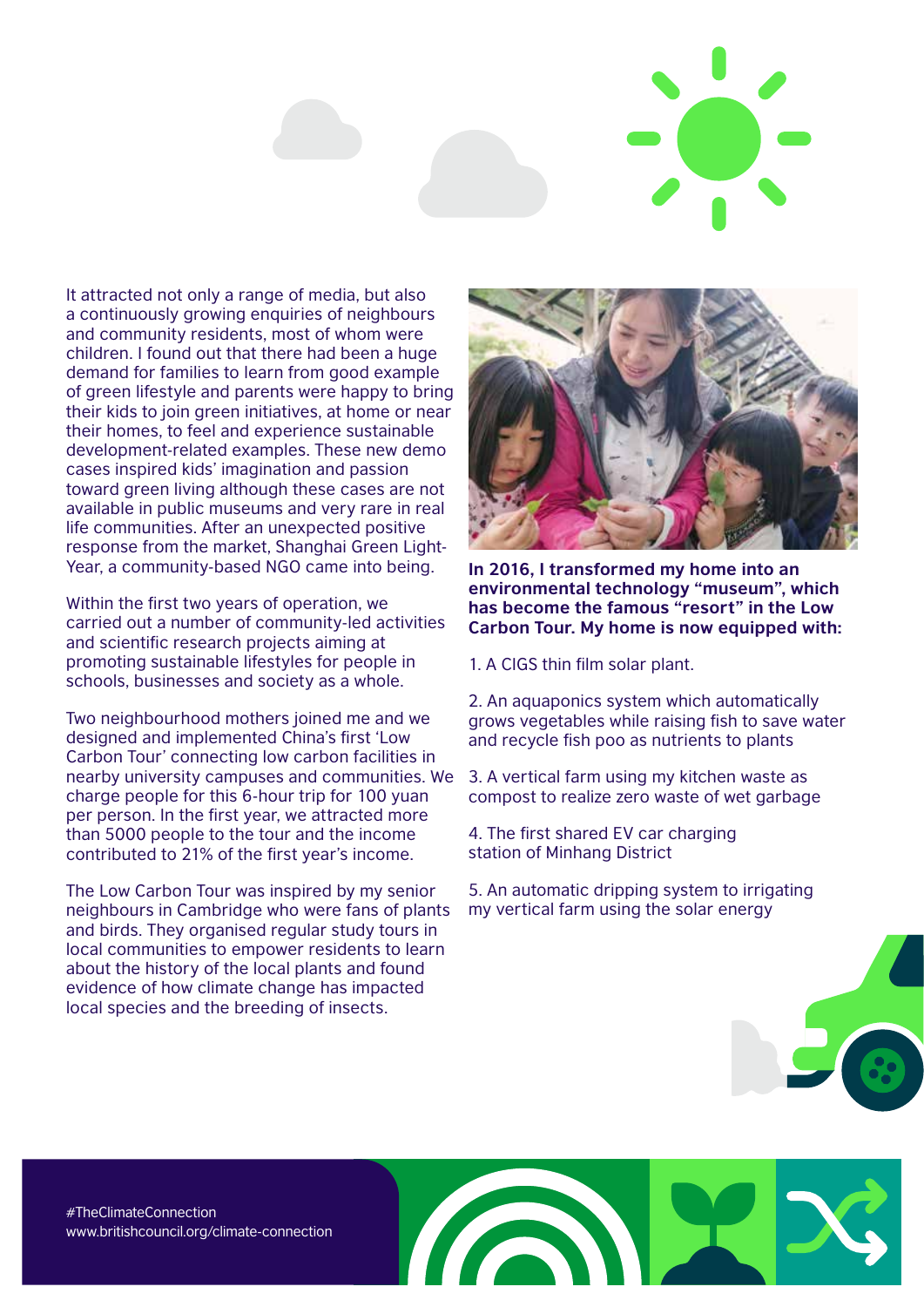It attracted not only a range of media, but also a continuously growing enquiries of neighbours and community residents, most of whom were children. I found out that there had been a huge demand for families to learn from good example of green lifestyle and parents were happy to bring their kids to join green initiatives, at home or near their homes, to feel and experience sustainable development-related examples. These new demo cases inspired kids' imagination and passion toward green living although these cases are not available in public museums and very rare in real life communities. After an unexpected positive response from the market, Shanghai Green Light-Year, a community-based NGO came into being.

Within the first two years of operation, we carried out a number of community-led activities and scientific research projects aiming at promoting sustainable lifestyles for people in schools, businesses and society as a whole.

Two neighbourhood mothers joined me and we designed and implemented China's first 'Low Carbon Tour' connecting low carbon facilities in nearby university campuses and communities. We charge people for this 6-hour trip for 100 yuan per person. In the first year, we attracted more than 5000 people to the tour and the income contributed to 21% of the first year's income.

The Low Carbon Tour was inspired by my senior neighbours in Cambridge who were fans of plants and birds. They organised regular study tours in local communities to empower residents to learn about the history of the local plants and found evidence of how climate change has impacted local species and the breeding of insects.

**In 2016, I transformed my home into an environmental technology "museum", which has become the famous "resort" in the Low Carbon Tour. My home is now equipped with:**

1. A CIGS thin film solar plant.

2. An aquaponics system which automatically grows vegetables while raising fish to save water and recycle fish poo as nutrients to plants

3. A vertical farm using my kitchen waste as compost to realize zero waste of wet garbage

4. The first shared EV car charging station of Minhang District

5. An automatic dripping system to irrigating my vertical farm using the solar energy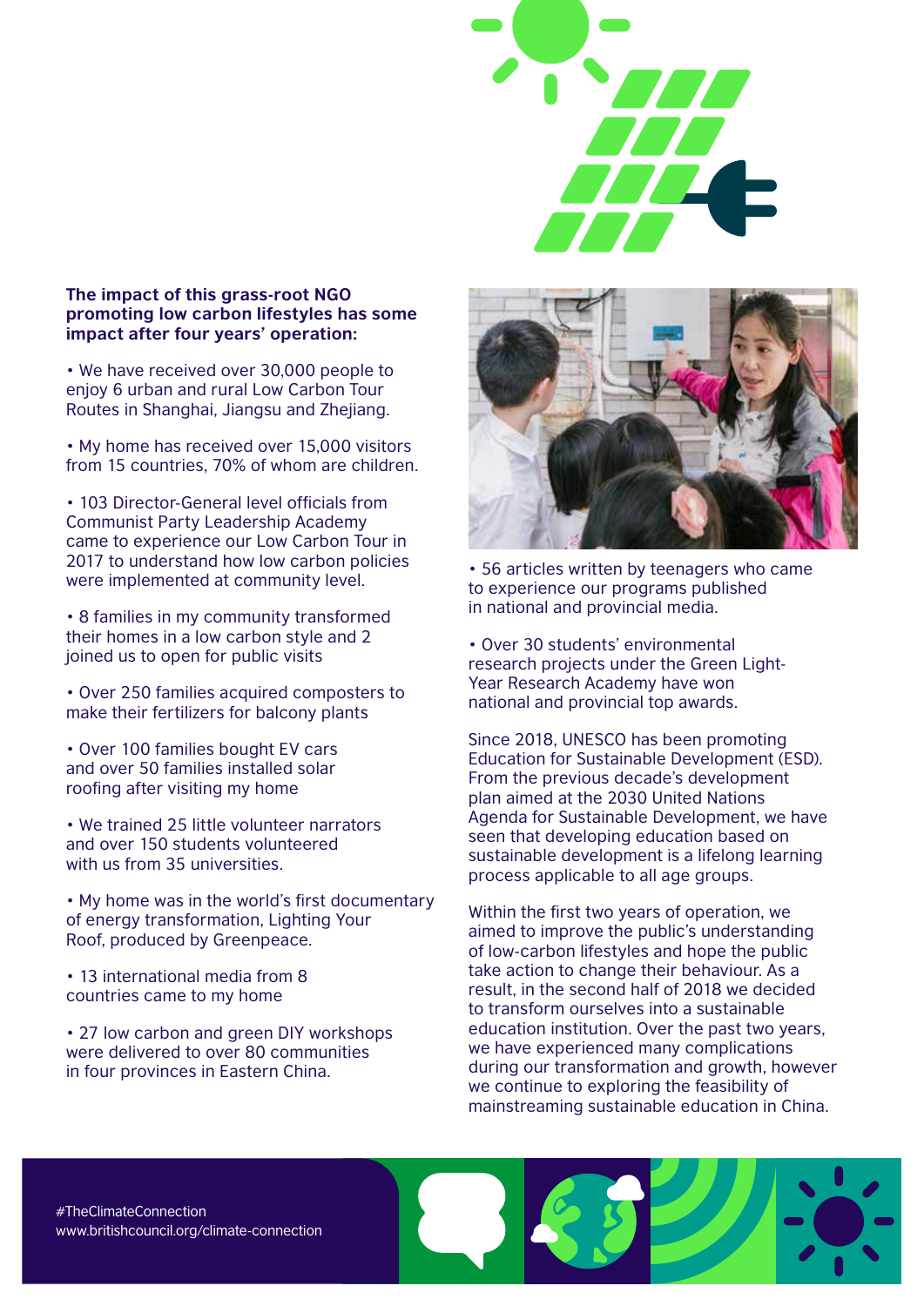**The impact of this grass-root NGO promoting low carbon lifestyles has some impact after four years' operation:**

- We have received over 30,000 people to enjoy 6 urban and rural Low Carbon Tour Routes in Shanghai, Jiangsu and Zhejiang.
- My home has received over 15,000 visitors from 15 countries, 70% of whom are children.
- 103 Director-General level officials from Communist Party Leadership Academy came to experience our Low Carbon Tour in 2017 to understand how low carbon policies were implemented at community level.
- 8 families in my community transformed their homes in a low carbon style and 2 joined us to open for public visits
- Over 250 families acquired composters to make their fertilizers for balcony plants
- Over 100 families bought EV cars and over 50 families installed solar roofing after visiting my home
- We trained 25 little volunteer narrators and over 150 students volunteered with us from 35 universities.
- My home was in the world's first documentary of energy transformation, Lighting Your Roof, produced by Greenpeace.
- 13 international media from 8 countries came to my home
- 27 low carbon and green DIY workshops were delivered to over 80 communities in four provinces in Eastern China.
- 56 articles written by teenagers who came to experience our programs published in national and provincial media.
- Over 30 students' environmental research projects under the Green Light-Year Research Academy have won national and provincial top awards.

Since 2018, UNESCO has been promoting Education for Sustainable Development (ESD). From the previous decade's development plan aimed at the 2030 United Nations Agenda for Sustainable Development, we have seen that developing education based on sustainable development is a lifelong learning process applicable to all age groups.

Within the first two years of operation, we aimed to improve the public's understanding of low-carbon lifestyles and hope the public take action to change their behaviour. As a result, in the second half of 2018 we decided to transform ourselves into a sustainable education institution. Over the past two years, we have experienced many complications during our transformation and growth, however we continue to exploring the feasibility of mainstreaming sustainable education in China.

#TheClimateConnection
www.britishcouncil.org/climate-connection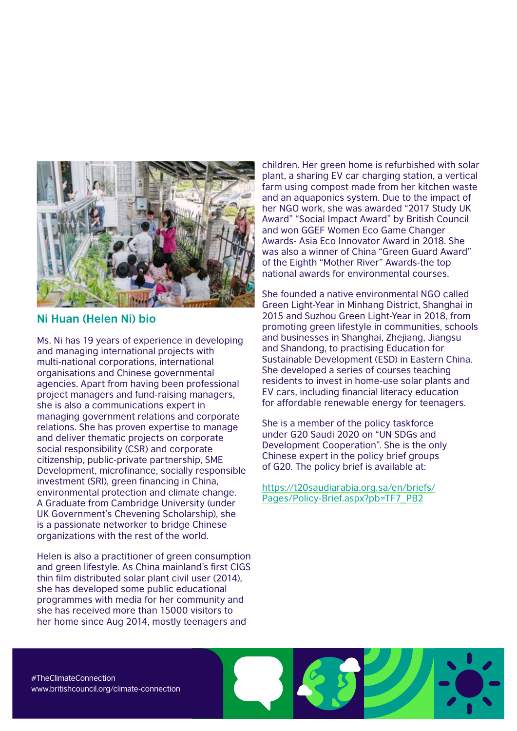## Ni Huan (Helen Ni) bio

Ms. Ni has 19 years of experience in developing and managing international projects with multi-national corporations, international organisations and Chinese governmental agencies. Apart from having been professional project managers and fund-raising managers, she is also a communications expert in managing government relations and corporate relations. She has proven expertise to manage and deliver thematic projects on corporate social responsibility (CSR) and corporate citizenship, public-private partnership, SME Development, microfinance, socially responsible investment (SRI), green financing in China, environmental protection and climate change. A Graduate from Cambridge University (under UK Government's Chevening Scholarship), she is a passionate networker to bridge Chinese organizations with the rest of the world.

Helen is also a practitioner of green consumption and green lifestyle. As China mainland's first CIGS thin film distributed solar plant civil user (2014), she has developed some public educational programmes with media for her community and she has received more than 15000 visitors to her home since Aug 2014, mostly teenagers and children. Her green home is refurbished with solar plant, a sharing EV car charging station, a vertical farm using compost made from her kitchen waste and an aquaponics system. Due to the impact of her NGO work, she was awarded "2017 Study UK Award" "Social Impact Award" by British Council and won GGEF Women Eco Game Changer Awards- Asia Eco Innovator Award in 2018. She was also a winner of China "Green Guard Award" of the Eighth "Mother River" Awards-the top national awards for environmental courses.

She founded a native environmental NGO called Green Light-Year in Minhang District, Shanghai in 2015 and Suzhou Green Light-Year in 2018, from promoting green lifestyle in communities, schools and businesses in Shanghai, Zhejiang, Jiangsu and Shandong, to practising Education for Sustainable Development (ESD) in Eastern China. She developed a series of courses teaching residents to invest in home-use solar plants and EV cars, including financial literacy education for affordable renewable energy for teenagers.

She is a member of the policy taskforce under G20 Saudi 2020 on "UN SDGs and Development Cooperation". She is the only Chinese expert in the policy brief groups of G20. The policy brief is available at:

https://t20saudiarabia.org.sa/en/briefs/Pages/Policy-Brief.aspx?pb=TF7_PB2

#TheClimateConnection
www.britishcouncil.org/climate-connection